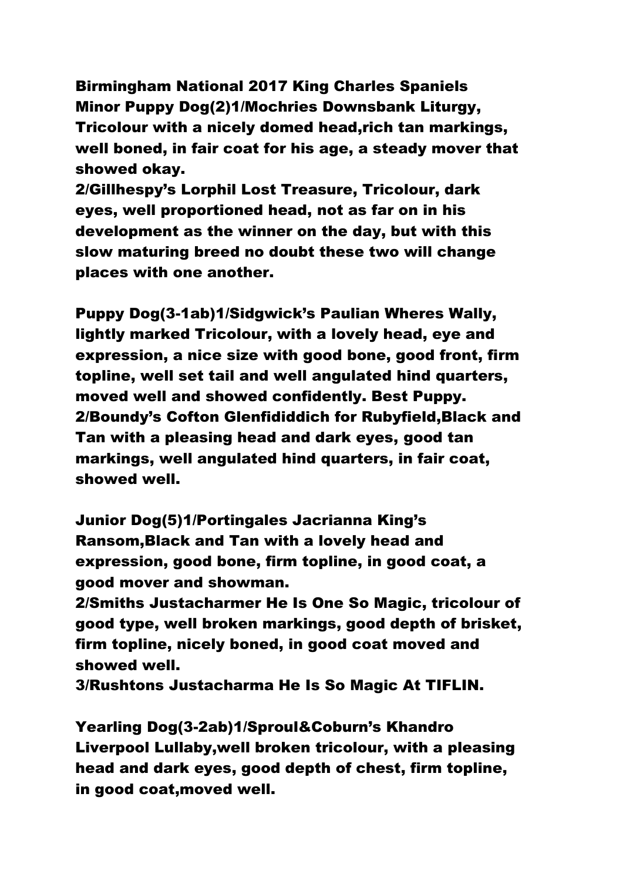**Birmingham National 2017 King Charles Spaniels**
**Minor Puppy Dog(2)1/Mochries Downsbank Liturgy, Tricolour with a nicely domed head,rich tan markings, well boned, in fair coat for his age, a steady mover that showed okay.**
**2/Gillhespy's Lorphil Lost Treasure, Tricolour, dark eyes, well proportioned head, not as far on in his development as the winner on the day, but with this slow maturing breed no doubt these two will change places with one another.**

**Puppy Dog(3-1ab)1/Sidgwick's Paulian Wheres Wally, lightly marked Tricolour, with a lovely head, eye and expression, a nice size with good bone, good front, firm topline, well set tail and well angulated hind quarters, moved well and showed confidently. Best Puppy.**
**2/Boundy's Cofton Glenfididdich for Rubyfield,Black and Tan with a pleasing head and dark eyes, good tan markings, well angulated hind quarters, in fair coat, showed well.**

**Junior Dog(5)1/Portingales Jacrianna King's Ransom,Black and Tan with a lovely head and expression, good bone, firm topline, in good coat, a good mover and showman.**
**2/Smiths Justacharmer He Is One So Magic, tricolour of good type, well broken markings, good depth of brisket, firm topline, nicely boned, in good coat moved and showed well.**
**3/Rushtons Justacharma He Is So Magic At TIFLIN.**

**Yearling Dog(3-2ab)1/Sproul&Coburn's Khandro Liverpool Lullaby,well broken tricolour, with a pleasing head and dark eyes, good depth of chest, firm topline, in good coat,moved well.**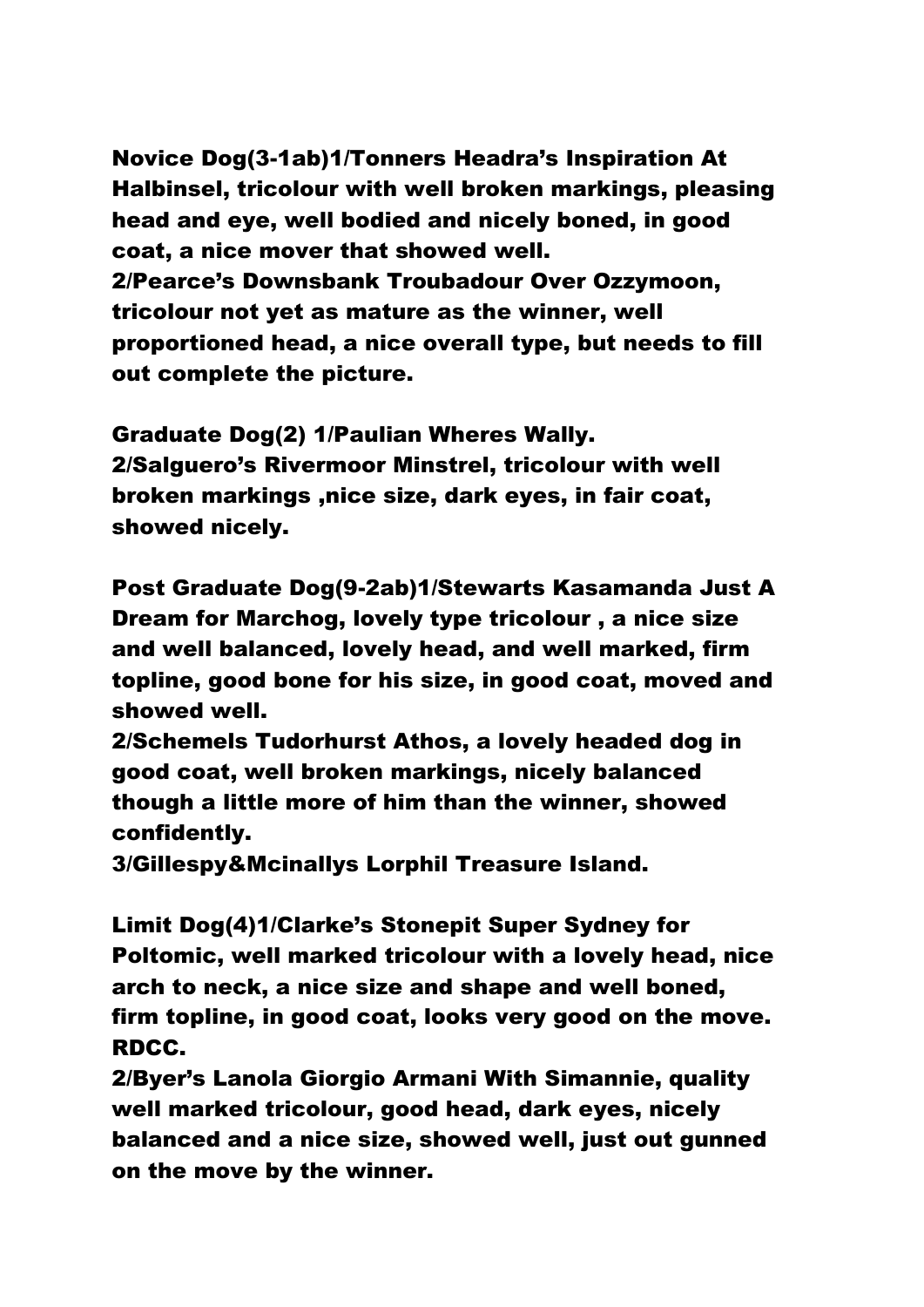**Novice Dog(3-1ab)1/Tonners Headra's Inspiration At Halbinsel, tricolour with well broken markings, pleasing head and eye, well bodied and nicely boned, in good coat, a nice mover that showed well.**
**2/Pearce's Downsbank Troubadour Over Ozzymoon, tricolour not yet as mature as the winner, well proportioned head, a nice overall type, but needs to fill out complete the picture.**

**Graduate Dog(2) 1/Paulian Wheres Wally.**
**2/Salguero's Rivermoor Minstrel, tricolour with well broken markings ,nice size, dark eyes, in fair coat, showed nicely.**

**Post Graduate Dog(9-2ab)1/Stewarts Kasamanda Just A Dream for Marchog, lovely type tricolour , a nice size and well balanced, lovely head, and well marked, firm topline, good bone for his size, in good coat, moved and showed well.**
**2/Schemels Tudorhurst Athos, a lovely headed dog in good coat, well broken markings, nicely balanced though a little more of him than the winner, showed confidently.**
**3/Gillespy&Mcinallys Lorphil Treasure Island.**

**Limit Dog(4)1/Clarke's Stonepit Super Sydney for Poltomic, well marked tricolour with a lovely head, nice arch to neck, a nice size and shape and well boned, firm topline, in good coat, looks very good on the move. RDCC.**
**2/Byer's Lanola Giorgio Armani With Simannie, quality well marked tricolour, good head, dark eyes, nicely balanced and a nice size, showed well, just out gunned on the move by the winner.**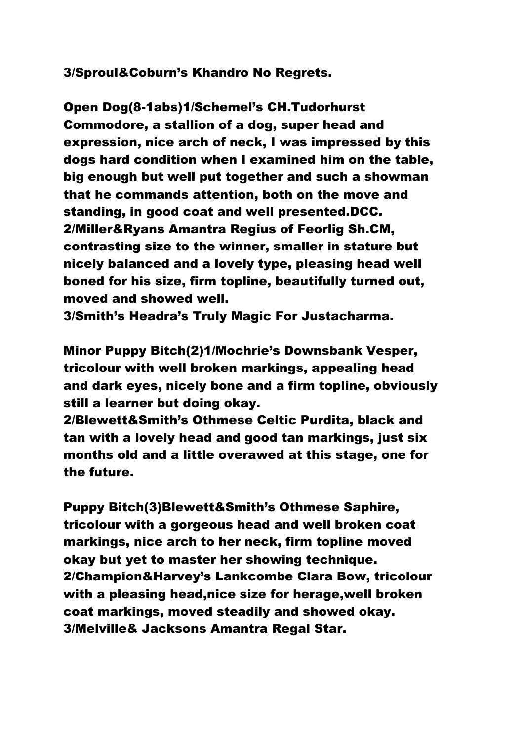**3/Sproul&Coburn's Khandro No Regrets.**

**Open Dog(8-1abs)1/Schemel's CH.Tudorhurst Commodore, a stallion of a dog, super head and expression, nice arch of neck, I was impressed by this dogs hard condition when I examined him on the table, big enough but well put together and such a showman that he commands attention, both on the move and standing, in good coat and well presented.DCC.**
**2/Miller&Ryans Amantra Regius of Feorlig Sh.CM, contrasting size to the winner, smaller in stature but nicely balanced and a lovely type, pleasing head well boned for his size, firm topline, beautifully turned out, moved and showed well.**
**3/Smith's Headra's Truly Magic For Justacharma.**

**Minor Puppy Bitch(2)1/Mochrie's Downsbank Vesper, tricolour with well broken markings, appealing head and dark eyes, nicely bone and a firm topline, obviously still a learner but doing okay.**
**2/Blewett&Smith's Othmese Celtic Purdita, black and tan with a lovely head and good tan markings, just six months old and a little overawed at this stage, one for the future.**

**Puppy Bitch(3)Blewett&Smith's Othmese Saphire, tricolour with a gorgeous head and well broken coat markings, nice arch to her neck, firm topline moved okay but yet to master her showing technique.**
**2/Champion&Harvey's Lankcombe Clara Bow, tricolour with a pleasing head,nice size for herage,well broken coat markings, moved steadily and showed okay.**
**3/Melville& Jacksons Amantra Regal Star.**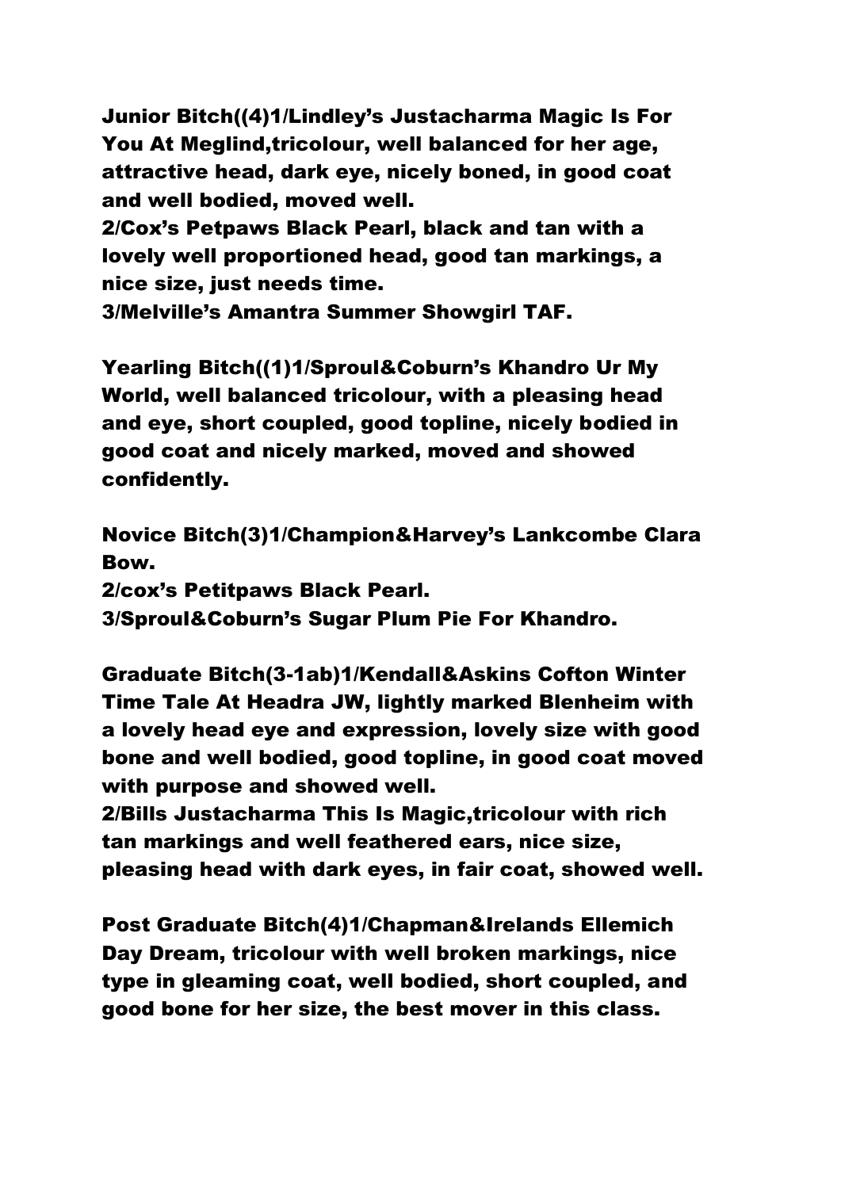**Junior Bitch((4)1/Lindley's Justacharma Magic Is For You At Meglind,tricolour, well balanced for her age, attractive head, dark eye, nicely boned, in good coat and well bodied, moved well.**

**2/Cox's Petpaws Black Pearl, black and tan with a lovely well proportioned head, good tan markings, a nice size, just needs time.**

**3/Melville's Amantra Summer Showgirl TAF.**

**Yearling Bitch((1)1/Sproul&Coburn's Khandro Ur My World, well balanced tricolour, with a pleasing head and eye, short coupled, good topline, nicely bodied in good coat and nicely marked, moved and showed confidently.**

**Novice Bitch(3)1/Champion&Harvey's Lankcombe Clara Bow.**

**2/cox's Petitpaws Black Pearl.**

**3/Sproul&Coburn's Sugar Plum Pie For Khandro.**

**Graduate Bitch(3-1ab)1/Kendall&Askins Cofton Winter Time Tale At Headra JW, lightly marked Blenheim with a lovely head eye and expression, lovely size with good bone and well bodied, good topline, in good coat moved with purpose and showed well.**

**2/Bills Justacharma This Is Magic,tricolour with rich tan markings and well feathered ears, nice size, pleasing head with dark eyes, in fair coat, showed well.**

**Post Graduate Bitch(4)1/Chapman&Irelands Ellemich Day Dream, tricolour with well broken markings, nice type in gleaming coat, well bodied, short coupled, and good bone for her size, the best mover in this class.**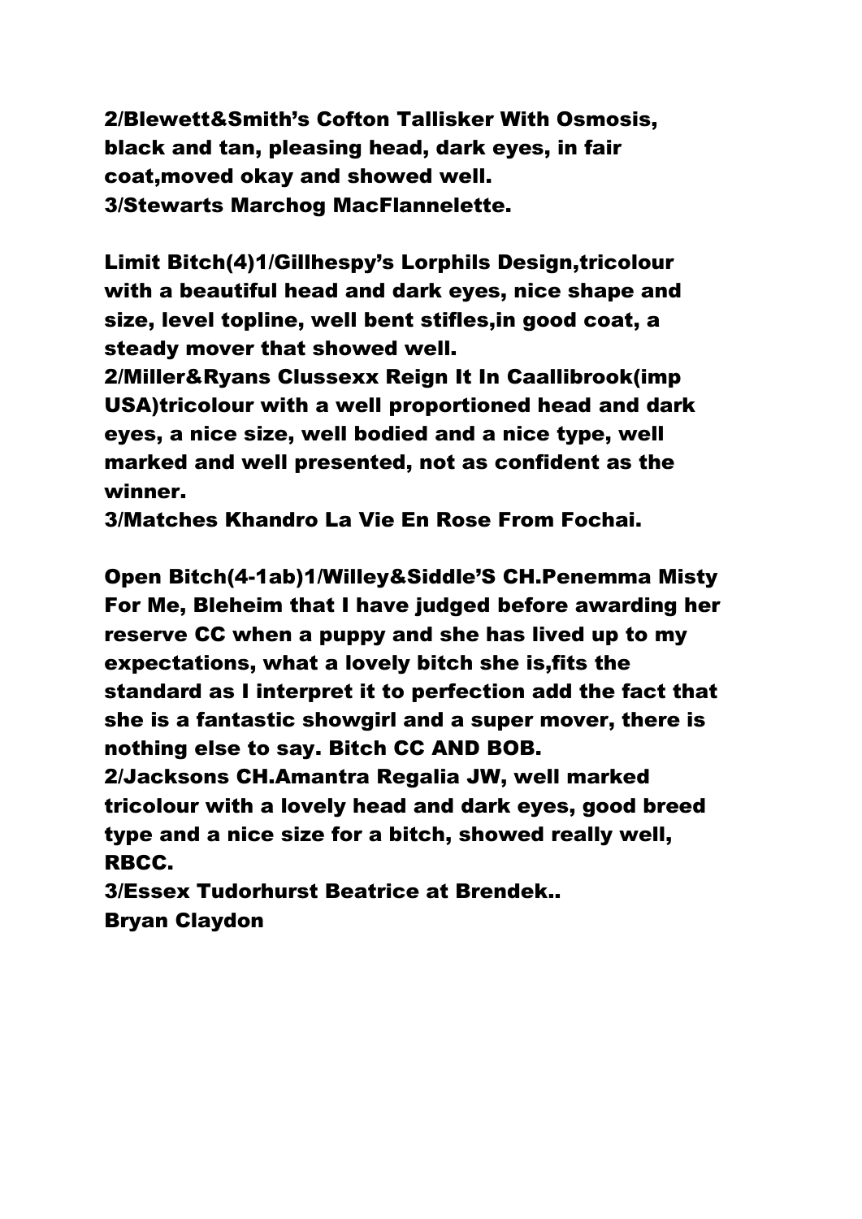2/Blewett&Smith's Cofton Tallisker With Osmosis, black and tan, pleasing head, dark eyes, in fair coat,moved okay and showed well.
3/Stewarts Marchog MacFlannelette.

Limit Bitch(4)1/Gillhespy's Lorphils Design,tricolour with a beautiful head and dark eyes, nice shape and size, level topline, well bent stifles,in good coat, a steady mover that showed well.
2/Miller&Ryans Clussexx Reign It In Caallibrook(imp USA)tricolour with a well proportioned head and dark eyes, a nice size, well bodied and a nice type, well marked and well presented, not as confident as the winner.
3/Matches Khandro La Vie En Rose From Fochai.

Open Bitch(4-1ab)1/Willey&Siddle'S CH.Penemma Misty For Me, Bleheim that I have judged before awarding her reserve CC when a puppy and she has lived up to my expectations, what a lovely bitch she is,fits the standard as I interpret it to perfection add the fact that she is a fantastic showgirl and a super mover, there is nothing else to say. Bitch CC AND BOB.
2/Jacksons CH.Amantra Regalia JW, well marked tricolour with a lovely head and dark eyes, good breed type and a nice size for a bitch, showed really well, RBCC.
3/Essex Tudorhurst Beatrice at Brendek..
Bryan Claydon